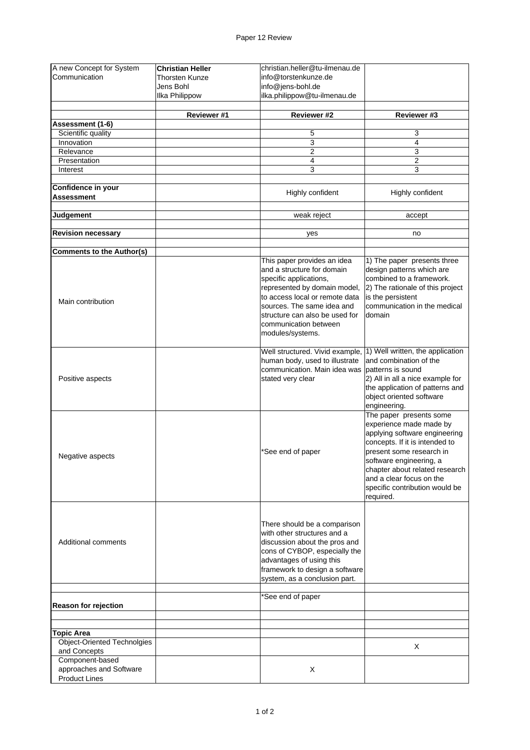Paper 12 Review

| A new Concept for System Communication | **Christian Heller**<br>Thorsten Kunze<br>Jens Bohl<br>Ilka Philippow | christian.heller@tu-ilmenau.de<br>info@torstenkunze.de<br>info@jens-bohl.de<br>ilka.philippow@tu-ilmenau.de | |
|---|---|---|---|
| | | | |
| | **Reviewer #1** | **Reviewer #2** | **Reviewer #3** |
| **Assessment (1-6)** | | | |
| Scientific quality | | 5 | 3 |
| Innovation | | 3 | 4 |
| Relevance | | 2 | 3 |
| Presentation | | 4 | 2 |
| Interest | | 3 | 3 |
| | | | |
| **Confidence in your Assessment** | | Highly confident | Highly confident |
| | | | |
| **Judgement** | | weak reject | accept |
| | | | |
| **Revision necessary** | | yes | no |
| | | | |
| **Comments to the Author(s)** | | | |
| Main contribution | | This paper provides an idea and a structure for domain specific applications, represented by domain model, to access local or remote data sources. The same idea and structure can also be used for communication between modules/systems. | 1) The paper presents three design patterns which are combined to a framework.<br>2) The rationale of this project is the persistent communication in the medical domain |
| Positive aspects | | Well structured. Vivid example, human body, used to illustrate communication. Main idea was stated very clear | 1) Well written, the application and combination of the patterns is sound<br>2) All in all a nice example for the application of patterns and object oriented software engineering. |
| Negative aspects | | *See end of paper | The paper presents some experience made made by applying software engineering concepts. If it is intended to present some research in software engineering, a chapter about related research and a clear focus on the specific contribution would be required. |
| Additional comments | | There should be a comparison with other structures and a discussion about the pros and cons of CYBOP, especially the advantages of using this framework to design a software system, as a conclusion part. | |
| | | | |
| **Reason for rejection** | | *See end of paper | |
| | | | |
| | | | |
| **Topic Area** | | | |
| Object-Oriented Technolgies and Concepts | | | X |
| Component-based approaches and Software Product Lines | | X | |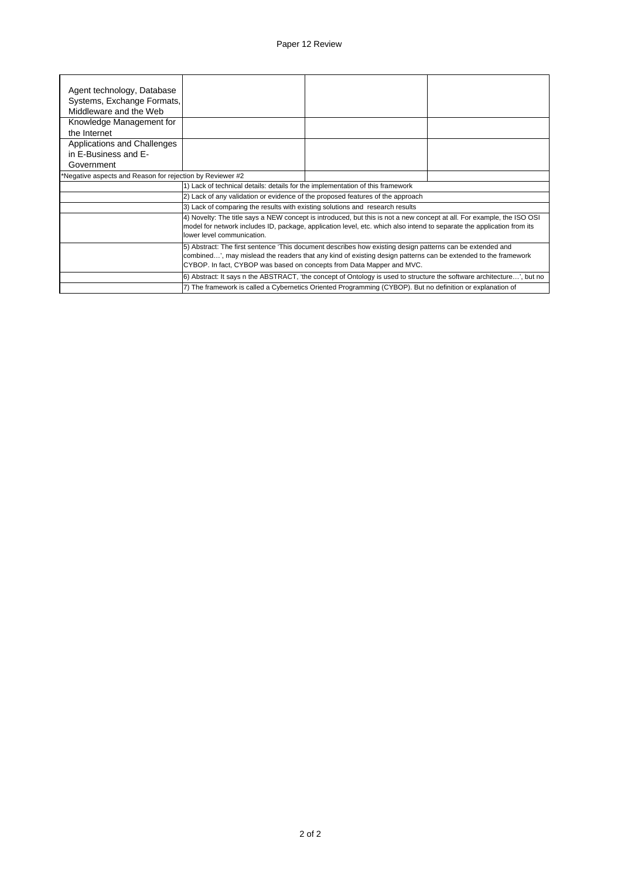| | | | |
|---|---|---|---|
| Agent technology, Database Systems, Exchange Formats, Middleware and the Web | | | |
| Knowledge Management for the Internet | | | |
| Applications and Challenges in E-Business and E-Government | | | |
| *Negative aspects and Reason for rejection by Reviewer #2 | | | |
| | 1) Lack of technical details: details for the implementation of this framework | | |
| | 2) Lack of any validation or evidence of the proposed features of the approach | | |
| | 3) Lack of comparing the results with existing solutions and research results | | |
| | 4) Novelty: The title says a NEW concept is introduced, but this is not a new concept at all. For example, the ISO OSI model for network includes ID, package, application level, etc. which also intend to separate the application from its lower level communication. | | |
| | 5) Abstract: The first sentence 'This document describes how existing design patterns can be extended and combined…', may mislead the readers that any kind of existing design patterns can be extended to the framework CYBOP. In fact, CYBOP was based on concepts from Data Mapper and MVC. | | |
| | 6) Abstract: It says n the ABSTRACT, 'the concept of Ontology is used to structure the software architecture…', but no | | |
| | 7) The framework is called a Cybernetics Oriented Programming (CYBOP). But no definition or explanation of | | |